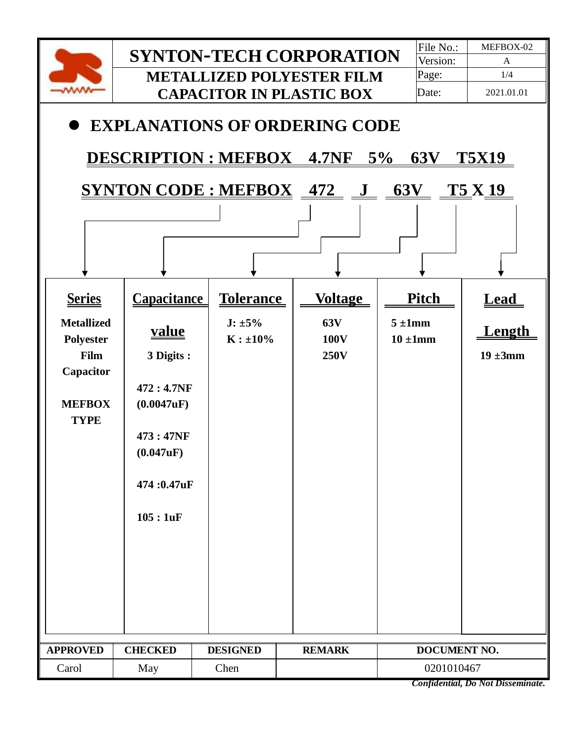# SYNTON-TECH CORPORATION

## METALLIZED POLYESTER FILM CAPACITOR IN PLASTIC BOX

| File No.: | MEFBOX-02 |
|---|---|
| Version: | A |
| Page: | 1/4 |
| Date: | 2021.01.01 |

- **EXPLANATIONS OF ORDERING CODE**

**DESCRIPTION : MEFBOX 4.7NF 5% 63V T5X19**

**SYNTON CODE : MEFBOX 472 J 63V T5 X 19**

| Series | Capacitance value | Tolerance | Voltage | Pitch | Lead Length |
|---|---|---|---|---|---|
| Metallized Polyester Film Capacitor<br><br>MEFBOX TYPE | 3 Digits :<br><br>472 : 4.7NF (0.0047uF)<br><br>473 : 47NF (0.047uF)<br><br>474 :0.47uF<br><br>105 : 1uF | J: ±5%<br>K : ±10% | 63V<br>100V<br>250V | 5 ±1mm<br>10 ±1mm | 19 ±3mm |

| APPROVED | CHECKED | DESIGNED | REMARK | DOCUMENT NO. |
|---|---|---|---|---|
| Carol | May | Chen | | 0201010467 |

*Confidential, Do Not Disseminate.*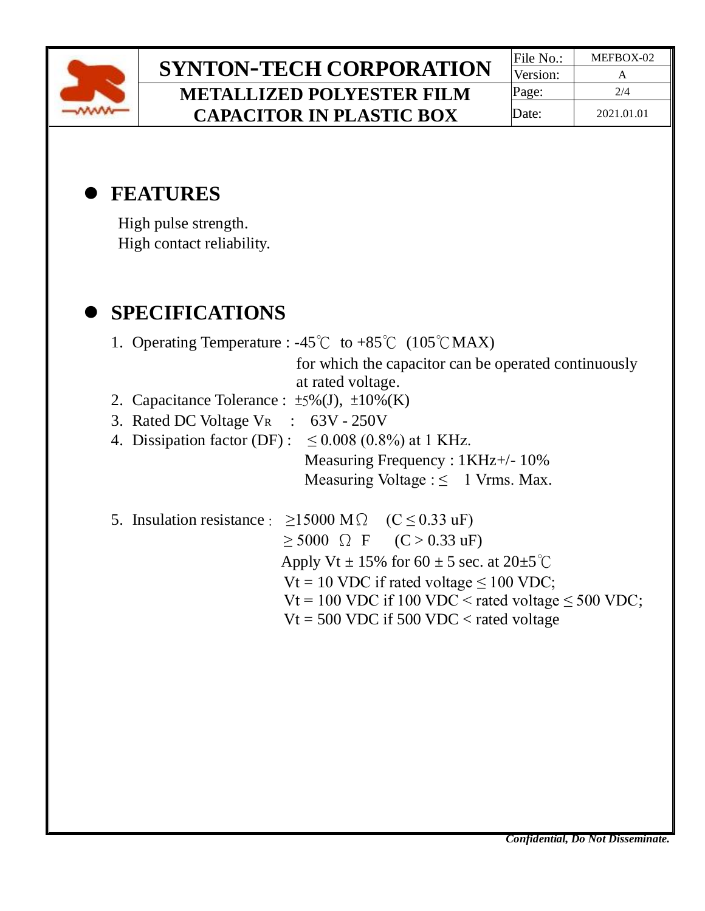## FEATURES

High pulse strength.
High contact reliability.

## SPECIFICATIONS

1. Operating Temperature : -45℃ to +85℃ (105℃MAX)
   for which the capacitor can be operated continuously at rated voltage.
2. Capacitance Tolerance : ±5%(J), ±10%(K)
3. Rated DC Voltage $V_R$ : 63V - 250V
4. Dissipation factor (DF) : ≤ 0.008 (0.8%) at 1 KHz.
   Measuring Frequency : 1KHz+/- 10%
   Measuring Voltage : ≤ 1 Vrms. Max.
5. Insulation resistance : ≥15000 MΩ (C ≤ 0.33 uF)
   ≥ 5000 Ω F (C > 0.33 uF)
   Apply Vt ± 15% for 60 ± 5 sec. at 20±5℃
   Vt = 10 VDC if rated voltage ≤ 100 VDC;
   Vt = 100 VDC if 100 VDC < rated voltage ≤ 500 VDC;
   Vt = 500 VDC if 500 VDC < rated voltage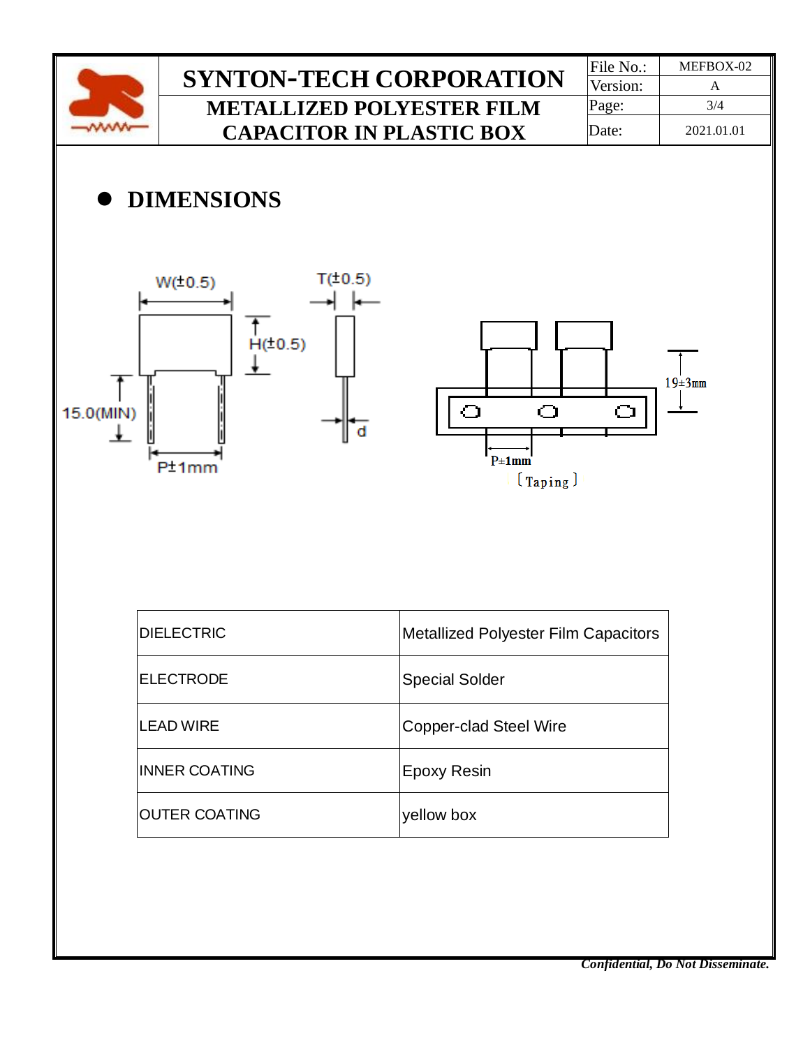# SYNTON-TECH CORPORATION

## METALLIZED POLYESTER FILM CAPACITOR IN PLASTIC BOX

| File No.: | MEFBOX-02 |
|---|---|
| Version: | A |
| Page: | 3/4 |
| Date: | 2021.01.01 |

## DIMENSIONS

W(±0.5)

T(±0.5)

H(±0.5)

15.0(MIN)

d

P±1mm

19±3mm

P±1mm

〔Taping〕

| DIELECTRIC | Metallized Polyester Film Capacitors |
|---|---|
| ELECTRODE | Special Solder |
| LEAD WIRE | Copper-clad Steel Wire |
| INNER COATING | Epoxy Resin |
| OUTER COATING | yellow box |

*Confidential, Do Not Disseminate.*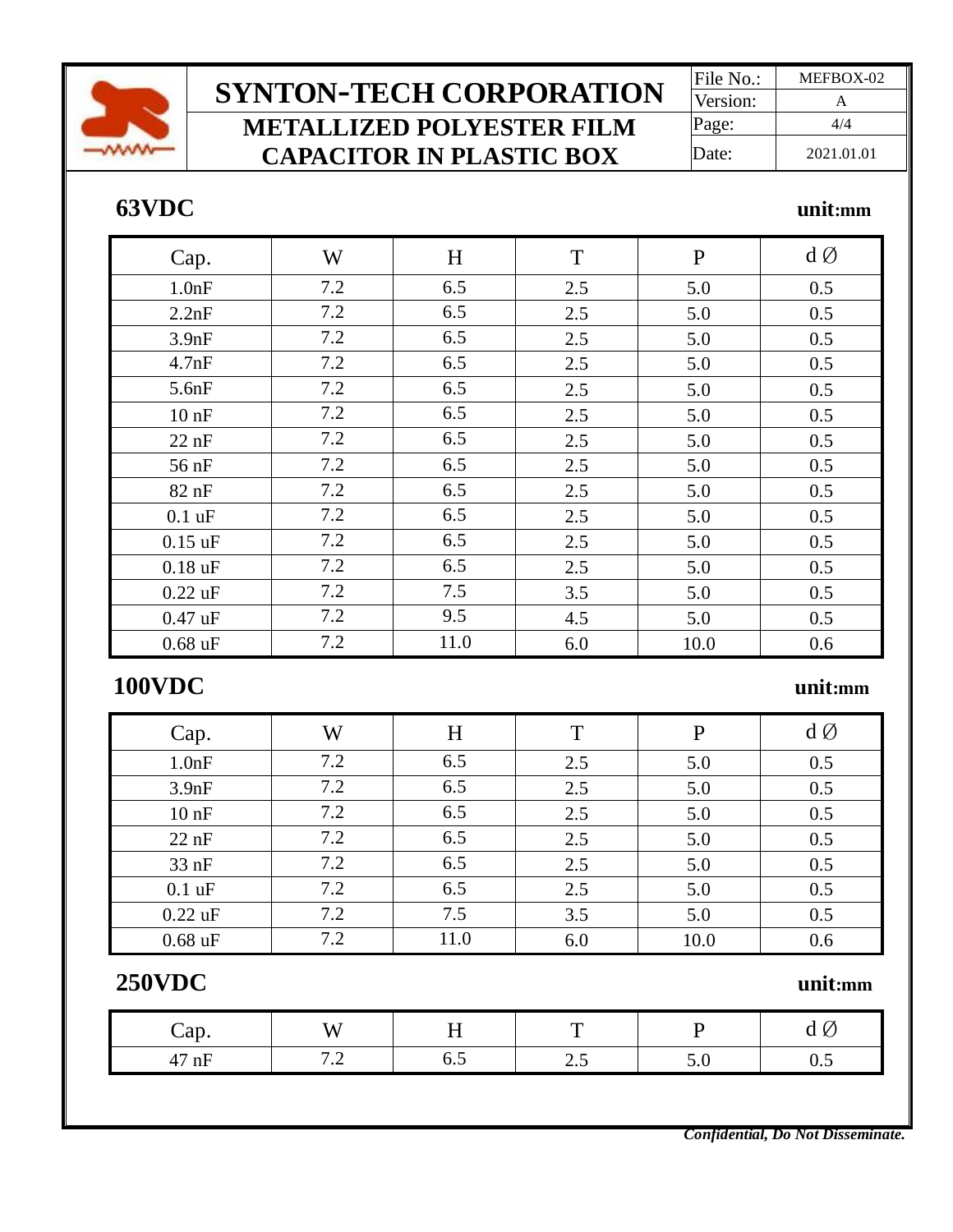## 63VDC

unit:mm

| Cap. | W | H | T | P | d Ø |
|---|---|---|---|---|---|
| 1.0nF | 7.2 | 6.5 | 2.5 | 5.0 | 0.5 |
| 2.2nF | 7.2 | 6.5 | 2.5 | 5.0 | 0.5 |
| 3.9nF | 7.2 | 6.5 | 2.5 | 5.0 | 0.5 |
| 4.7nF | 7.2 | 6.5 | 2.5 | 5.0 | 0.5 |
| 5.6nF | 7.2 | 6.5 | 2.5 | 5.0 | 0.5 |
| 10 nF | 7.2 | 6.5 | 2.5 | 5.0 | 0.5 |
| 22 nF | 7.2 | 6.5 | 2.5 | 5.0 | 0.5 |
| 56 nF | 7.2 | 6.5 | 2.5 | 5.0 | 0.5 |
| 82 nF | 7.2 | 6.5 | 2.5 | 5.0 | 0.5 |
| 0.1 uF | 7.2 | 6.5 | 2.5 | 5.0 | 0.5 |
| 0.15 uF | 7.2 | 6.5 | 2.5 | 5.0 | 0.5 |
| 0.18 uF | 7.2 | 6.5 | 2.5 | 5.0 | 0.5 |
| 0.22 uF | 7.2 | 7.5 | 3.5 | 5.0 | 0.5 |
| 0.47 uF | 7.2 | 9.5 | 4.5 | 5.0 | 0.5 |
| 0.68 uF | 7.2 | 11.0 | 6.0 | 10.0 | 0.6 |

## 100VDC

unit:mm

| Cap. | W | H | T | P | d Ø |
|---|---|---|---|---|---|
| 1.0nF | 7.2 | 6.5 | 2.5 | 5.0 | 0.5 |
| 3.9nF | 7.2 | 6.5 | 2.5 | 5.0 | 0.5 |
| 10 nF | 7.2 | 6.5 | 2.5 | 5.0 | 0.5 |
| 22 nF | 7.2 | 6.5 | 2.5 | 5.0 | 0.5 |
| 33 nF | 7.2 | 6.5 | 2.5 | 5.0 | 0.5 |
| 0.1 uF | 7.2 | 6.5 | 2.5 | 5.0 | 0.5 |
| 0.22 uF | 7.2 | 7.5 | 3.5 | 5.0 | 0.5 |
| 0.68 uF | 7.2 | 11.0 | 6.0 | 10.0 | 0.6 |

## 250VDC

unit:mm

| Cap. | W | H | T | P | d Ø |
|---|---|---|---|---|---|
| 47 nF | 7.2 | 6.5 | 2.5 | 5.0 | 0.5 |

*Confidential, Do Not Disseminate.*